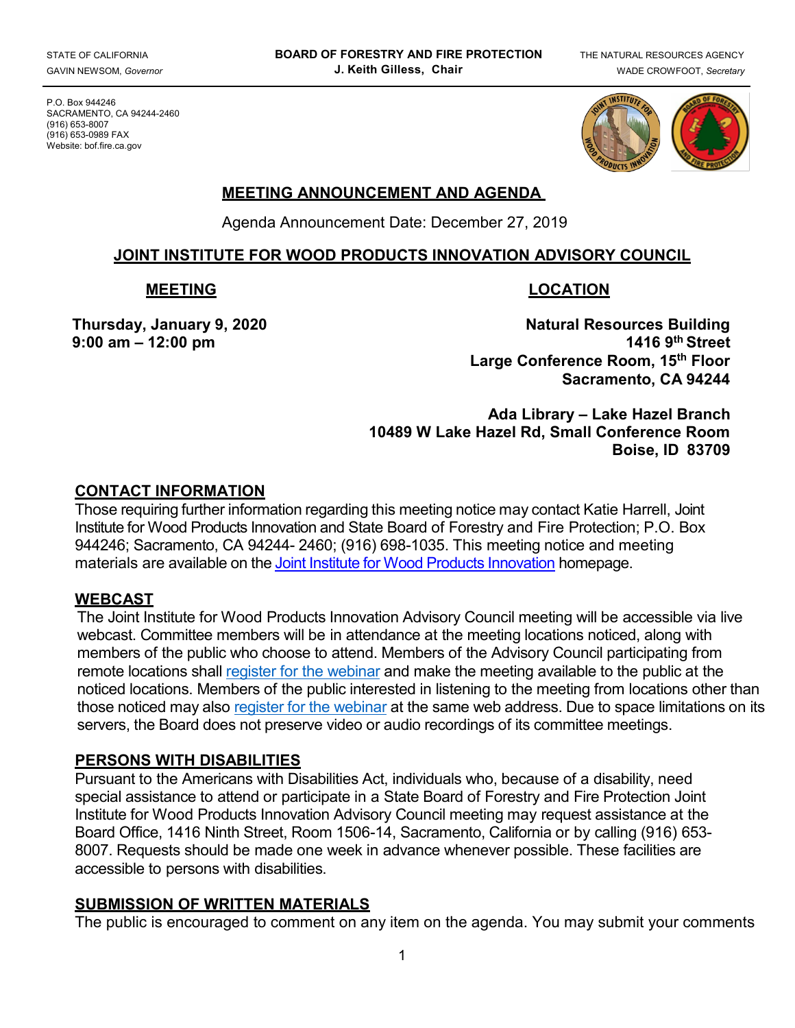STATE OF CALIFORNIA
GAVIN NEWSOM, *Governor*

**BOARD OF FORESTRY AND FIRE PROTECTION**
**J. Keith Gilless, Chair**

THE NATURAL RESOURCES AGENCY
WADE CROWFOOT, *Secretary*

P.O. Box 944246
SACRAMENTO, CA 94244-2460
(916) 653-8007
(916) 653-0989 FAX
Website: bof.fire.ca.gov

## MEETING ANNOUNCEMENT AND AGENDA

Agenda Announcement Date: December 27, 2019

## JOINT INSTITUTE FOR WOOD PRODUCTS INNOVATION ADVISORY COUNCIL

### MEETING

**Thursday, January 9, 2020**
**9:00 am – 12:00 pm**

### LOCATION

**Natural Resources Building**
**1416 9th Street**
**Large Conference Room, 15th Floor**
**Sacramento, CA 94244**

**Ada Library – Lake Hazel Branch**
**10489 W Lake Hazel Rd, Small Conference Room**
**Boise, ID 83709**

### CONTACT INFORMATION

Those requiring further information regarding this meeting notice may contact Katie Harrell, Joint Institute for Wood Products Innovation and State Board of Forestry and Fire Protection; P.O. Box 944246; Sacramento, CA 94244- 2460; (916) 698-1035. This meeting notice and meeting materials are available on the Joint Institute for Wood Products Innovation homepage.

### WEBCAST

The Joint Institute for Wood Products Innovation Advisory Council meeting will be accessible via live webcast. Committee members will be in attendance at the meeting locations noticed, along with members of the public who choose to attend. Members of the Advisory Council participating from remote locations shall register for the webinar and make the meeting available to the public at the noticed locations. Members of the public interested in listening to the meeting from locations other than those noticed may also register for the webinar at the same web address. Due to space limitations on its servers, the Board does not preserve video or audio recordings of its committee meetings.

### PERSONS WITH DISABILITIES

Pursuant to the Americans with Disabilities Act, individuals who, because of a disability, need special assistance to attend or participate in a State Board of Forestry and Fire Protection Joint Institute for Wood Products Innovation Advisory Council meeting may request assistance at the Board Office, 1416 Ninth Street, Room 1506-14, Sacramento, California or by calling (916) 653-8007. Requests should be made one week in advance whenever possible. These facilities are accessible to persons with disabilities.

### SUBMISSION OF WRITTEN MATERIALS

The public is encouraged to comment on any item on the agenda. You may submit your comments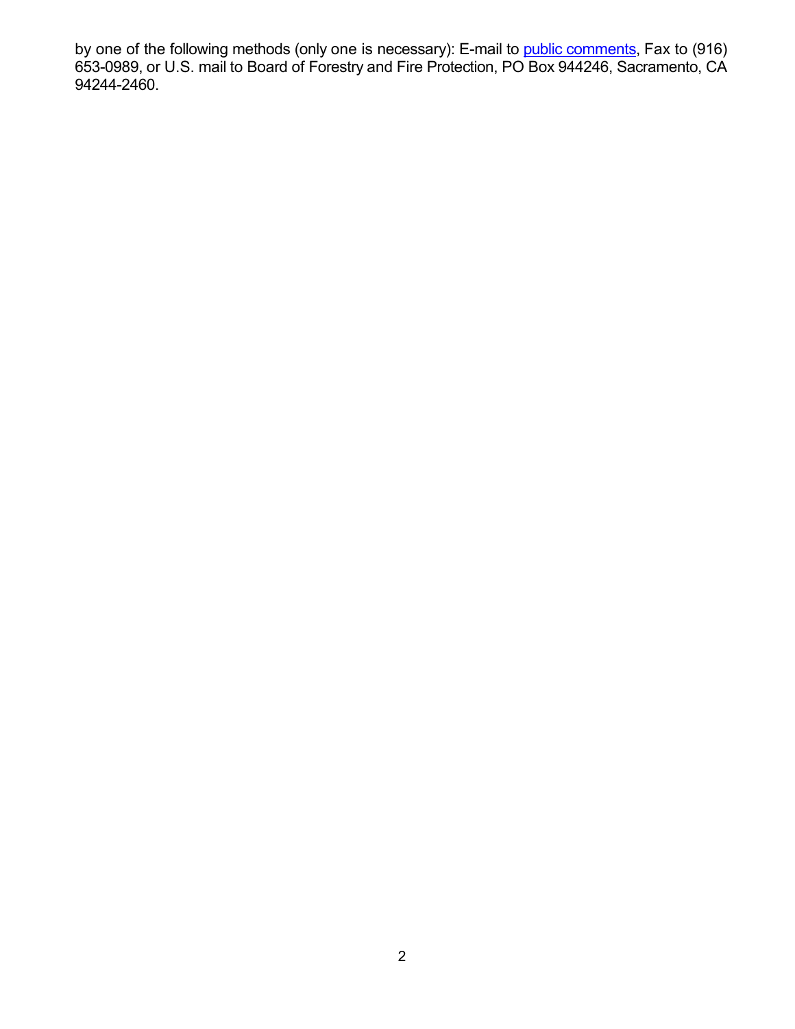by one of the following methods (only one is necessary): E-mail to public comments, Fax to (916) 653-0989, or U.S. mail to Board of Forestry and Fire Protection, PO Box 944246, Sacramento, CA 94244-2460.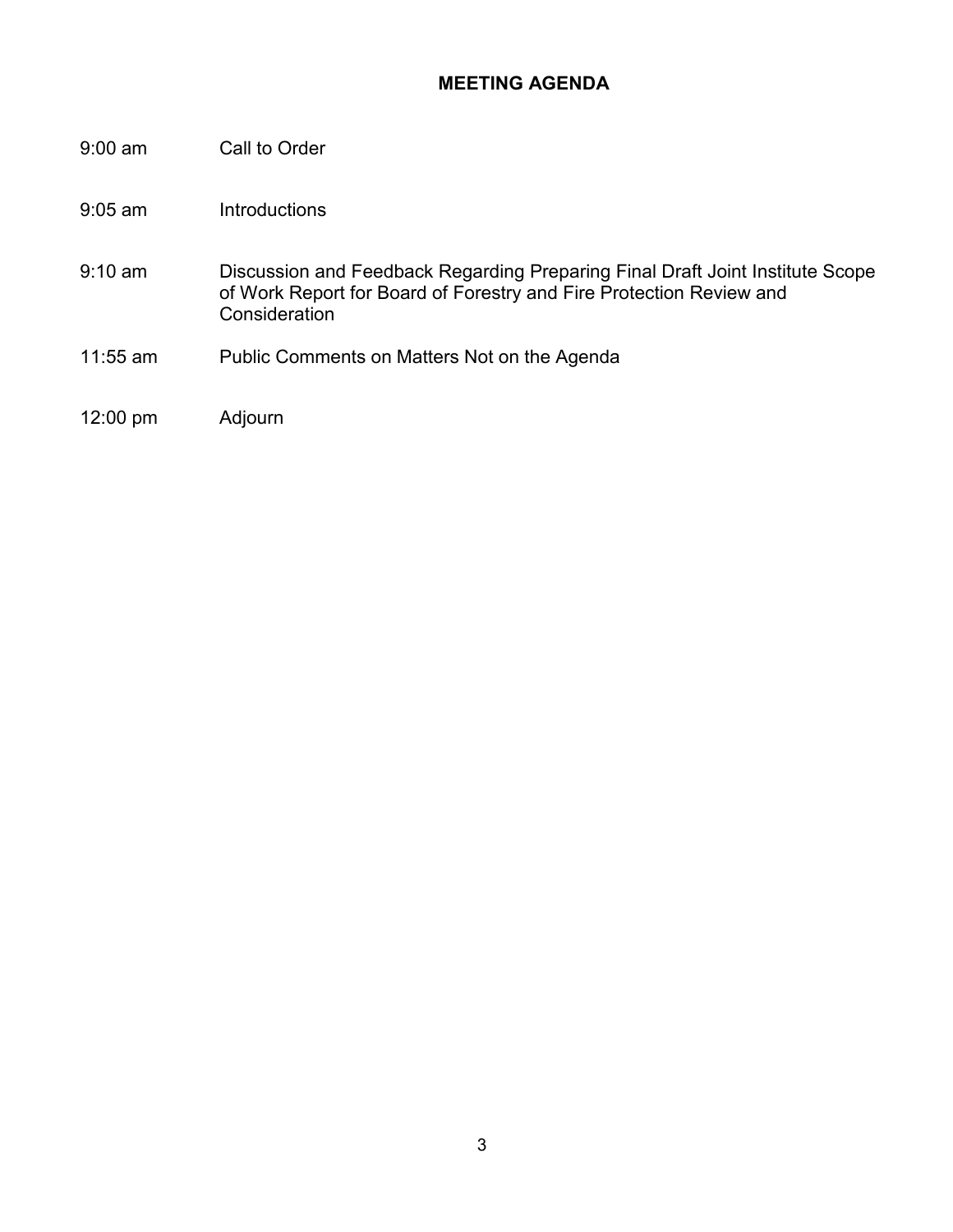## MEETING AGENDA

| | |
|---|---|
| 9:00 am | Call to Order |
| 9:05 am | Introductions |
| 9:10 am | Discussion and Feedback Regarding Preparing Final Draft Joint Institute Scope of Work Report for Board of Forestry and Fire Protection Review and Consideration |
| 11:55 am | Public Comments on Matters Not on the Agenda |
| 12:00 pm | Adjourn |